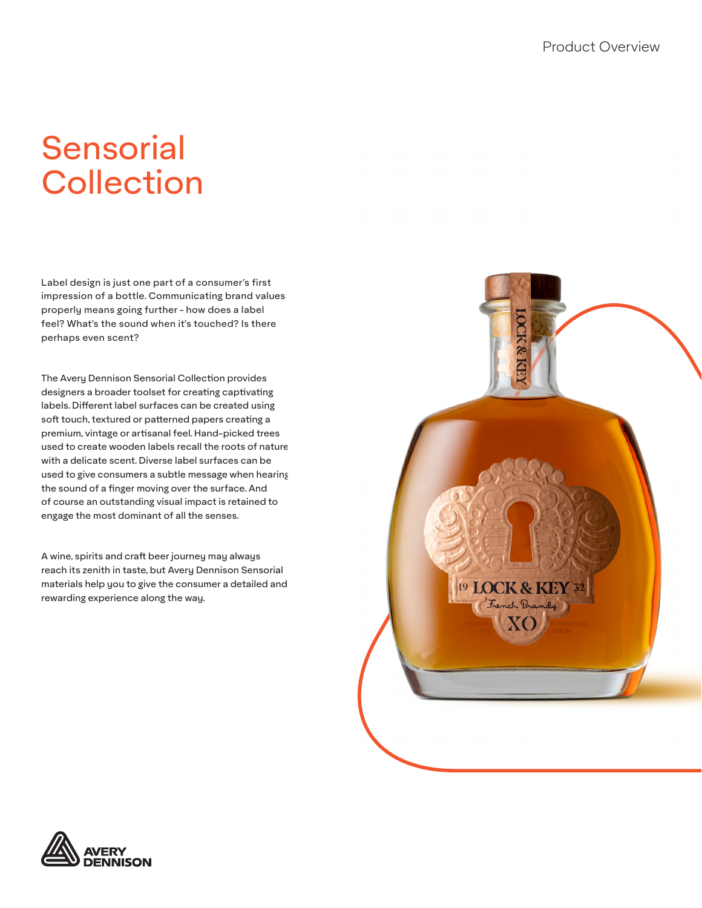# Sensorial Collection

Label design is just one part of a consumer's first impression of a bottle. Communicating brand values properly means going further - how does a label feel? What's the sound when it's touched? Is there perhaps even scent?

The Avery Dennison Sensorial Collection provides designers a broader toolset for creating captivating labels. Different label surfaces can be created using soft touch, textured or patterned papers creating a premium, vintage or artisanal feel. Hand-picked trees used to create wooden labels recall the roots of nature with a delicate scent. Diverse label surfaces can be used to give consumers a subtle message when hearing the sound of a finger moving over the surface. And of course an outstanding visual impact is retained to engage the most dominant of all the senses.

A wine, spirits and craft beer journey may always reach its zenith in taste, but Avery Dennison Sensorial materials help you to give the consumer a detailed and rewarding experience along the way.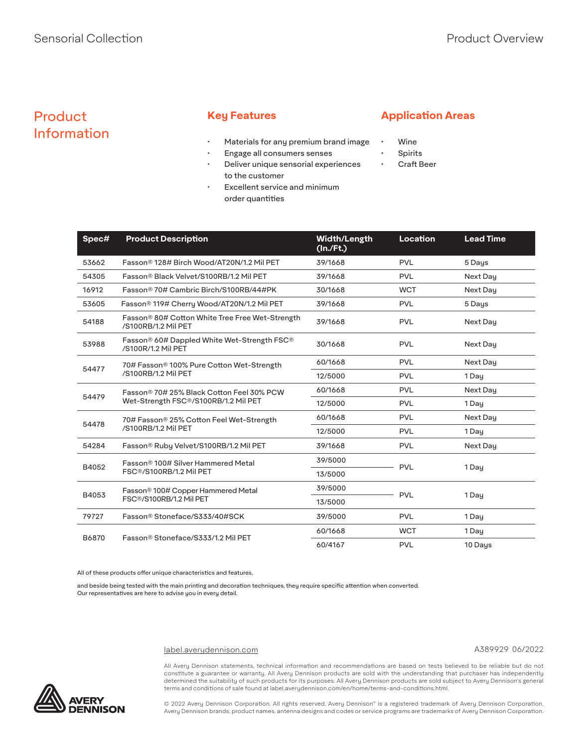# Product Information

## Key Features

- Materials for any premium brand image
- Engage all consumers senses
- Deliver unique sensorial experiences to the customer
- Excellent service and minimum order quantities

## Application Areas

- Wine
- Spirits
- Craft Beer

| Spec# | Product Description | Width/Length (In./Ft.) | Location | Lead Time |
|---|---|---|---|---|
| 53662 | Fasson® 128# Birch Wood/AT20N/1.2 Mil PET | 39/1668 | PVL | 5 Days |
| 54305 | Fasson® Black Velvet/S100RB/1.2 Mil PET | 39/1668 | PVL | Next Day |
| 16912 | Fasson® 70# Cambric Birch/S100RB/44#PK | 30/1668 | WCT | Next Day |
| 53605 | Fasson® 119# Cherry Wood/AT20N/1.2 Mil PET | 39/1668 | PVL | 5 Days |
| 54188 | Fasson® 80# Cotton White Tree Free Wet-Strength /S100RB/1.2 Mil PET | 39/1668 | PVL | Next Day |
| 53988 | Fasson® 60# Dappled White Wet-Strength FSC® /S100R/1.2 Mil PET | 30/1668 | PVL | Next Day |
| 54477 | 70# Fasson® 100% Pure Cotton Wet-Strength /S100RB/1.2 Mil PET | 60/1668 | PVL | Next Day |
| | | 12/5000 | PVL | 1 Day |
| 54479 | Fasson® 70# 25% Black Cotton Feel 30% PCW Wet-Strength FSC®/S100RB/1.2 Mil PET | 60/1668 | PVL | Next Day |
| | | 12/5000 | PVL | 1 Day |
| 54478 | 70# Fasson® 25% Cotton Feel Wet-Strength /S100RB/1.2 Mil PET | 60/1668 | PVL | Next Day |
| | | 12/5000 | PVL | 1 Day |
| 54284 | Fasson® Ruby Velvet/S100RB/1.2 Mil PET | 39/1668 | PVL | Next Day |
| B4052 | Fasson® 100# Silver Hammered Metal FSC®/S100RB/1.2 Mil PET | 39/5000 | PVL | 1 Day |
| | | 13/5000 | | |
| B4053 | Fasson® 100# Copper Hammered Metal FSC®/S100RB/1.2 Mil PET | 39/5000 | PVL | 1 Day |
| | | 13/5000 | | |
| 79727 | Fasson® Stoneface/S333/40#SCK | 39/5000 | PVL | 1 Day |
| B6870 | Fasson® Stoneface/S333/1.2 Mil PET | 60/1668 | WCT | 1 Day |
| | | 60/4167 | PVL | 10 Days |

All of these products offer unique characteristics and features,

and beside being tested with the main printing and decoration techniques, they require specific attention when converted.
Our representatives are here to advise you in every detail.

label.averydennison.com

A389929 06/2022

All Avery Dennison statements, technical information and recommendations are based on tests believed to be reliable but do not constitute a guarantee or warranty. All Avery Dennison products are sold with the understanding that purchaser has independently determined the suitability of such products for its purposes. All Avery Dennison products are sold subject to Avery Dennison's general terms and conditions of sale found at label.averydennison.com/en/home/terms-and-conditions.html.

© 2022 Avery Dennison Corporation. All rights reserved. Avery Dennison® is a registered trademark of Avery Dennison Corporation. Avery Dennison brands, product names, antenna designs and codes or service programs are trademarks of Avery Dennison Corporation.